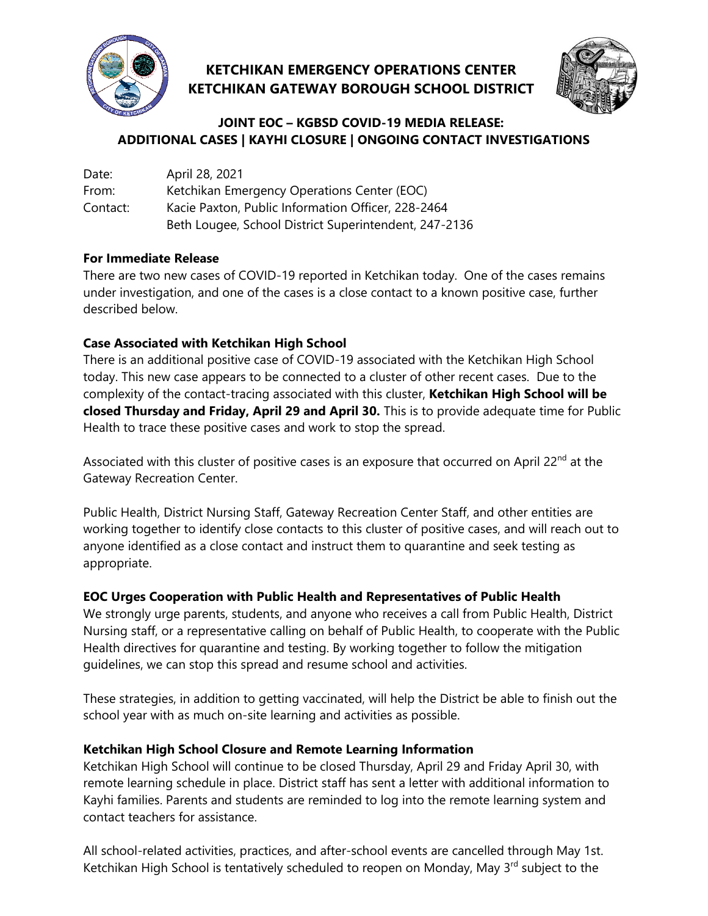# KETCHIKAN EMERGENCY OPERATIONS CENTER
# KETCHIKAN GATEWAY BOROUGH SCHOOL DISTRICT

## JOINT EOC – KGBSD COVID-19 MEDIA RELEASE: ADDITIONAL CASES | KAYHI CLOSURE | ONGOING CONTACT INVESTIGATIONS

Date: April 28, 2021
From: Ketchikan Emergency Operations Center (EOC)
Contact: Kacie Paxton, Public Information Officer, 228-2464
Beth Lougee, School District Superintendent, 247-2136

### For Immediate Release

There are two new cases of COVID-19 reported in Ketchikan today. One of the cases remains under investigation, and one of the cases is a close contact to a known positive case, further described below.

### Case Associated with Ketchikan High School

There is an additional positive case of COVID-19 associated with the Ketchikan High School today. This new case appears to be connected to a cluster of other recent cases. Due to the complexity of the contact-tracing associated with this cluster, **Ketchikan High School will be closed Thursday and Friday, April 29 and April 30.** This is to provide adequate time for Public Health to trace these positive cases and work to stop the spread.

Associated with this cluster of positive cases is an exposure that occurred on April 22nd at the Gateway Recreation Center.

Public Health, District Nursing Staff, Gateway Recreation Center Staff, and other entities are working together to identify close contacts to this cluster of positive cases, and will reach out to anyone identified as a close contact and instruct them to quarantine and seek testing as appropriate.

### EOC Urges Cooperation with Public Health and Representatives of Public Health

We strongly urge parents, students, and anyone who receives a call from Public Health, District Nursing staff, or a representative calling on behalf of Public Health, to cooperate with the Public Health directives for quarantine and testing. By working together to follow the mitigation guidelines, we can stop this spread and resume school and activities.

These strategies, in addition to getting vaccinated, will help the District be able to finish out the school year with as much on-site learning and activities as possible.

### Ketchikan High School Closure and Remote Learning Information

Ketchikan High School will continue to be closed Thursday, April 29 and Friday April 30, with remote learning schedule in place. District staff has sent a letter with additional information to Kayhi families. Parents and students are reminded to log into the remote learning system and contact teachers for assistance.

All school-related activities, practices, and after-school events are cancelled through May 1st. Ketchikan High School is tentatively scheduled to reopen on Monday, May 3rd subject to the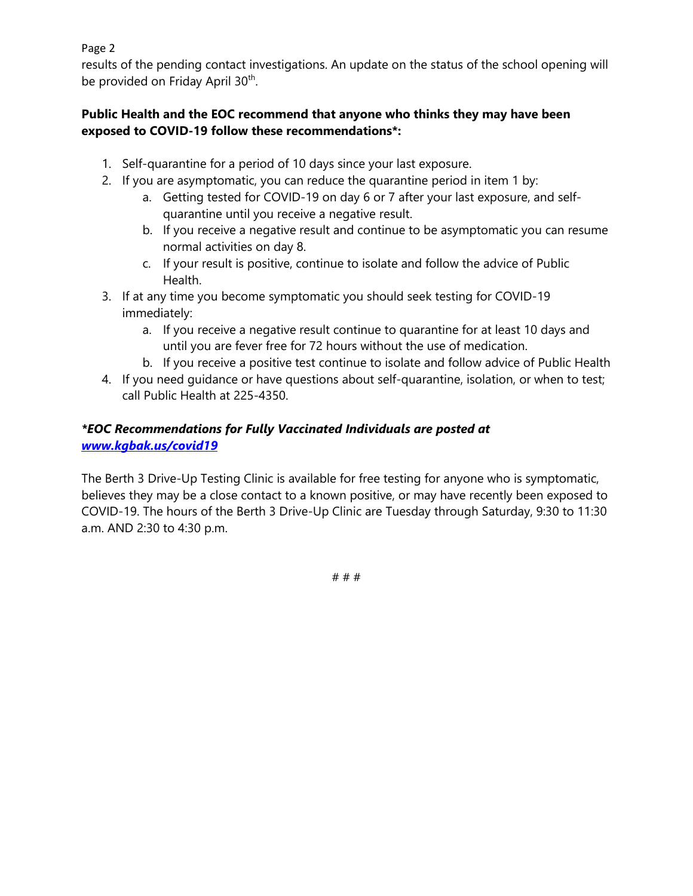results of the pending contact investigations. An update on the status of the school opening will be provided on Friday April 30th.

**Public Health and the EOC recommend that anyone who thinks they may have been exposed to COVID-19 follow these recommendations*:**

1. Self-quarantine for a period of 10 days since your last exposure.
2. If you are asymptomatic, you can reduce the quarantine period in item 1 by:
   a. Getting tested for COVID-19 on day 6 or 7 after your last exposure, and self-quarantine until you receive a negative result.
   b. If you receive a negative result and continue to be asymptomatic you can resume normal activities on day 8.
   c. If your result is positive, continue to isolate and follow the advice of Public Health.
3. If at any time you become symptomatic you should seek testing for COVID-19 immediately:
   a. If you receive a negative result continue to quarantine for at least 10 days and until you are fever free for 72 hours without the use of medication.
   b. If you receive a positive test continue to isolate and follow advice of Public Health
4. If you need guidance or have questions about self-quarantine, isolation, or when to test; call Public Health at 225-4350.

***EOC Recommendations for Fully Vaccinated Individuals are posted at [www.kgbak.us/covid19](www.kgbak.us/covid19)***

The Berth 3 Drive-Up Testing Clinic is available for free testing for anyone who is symptomatic, believes they may be a close contact to a known positive, or may have recently been exposed to COVID-19. The hours of the Berth 3 Drive-Up Clinic are Tuesday through Saturday, 9:30 to 11:30 a.m. AND 2:30 to 4:30 p.m.

# # #